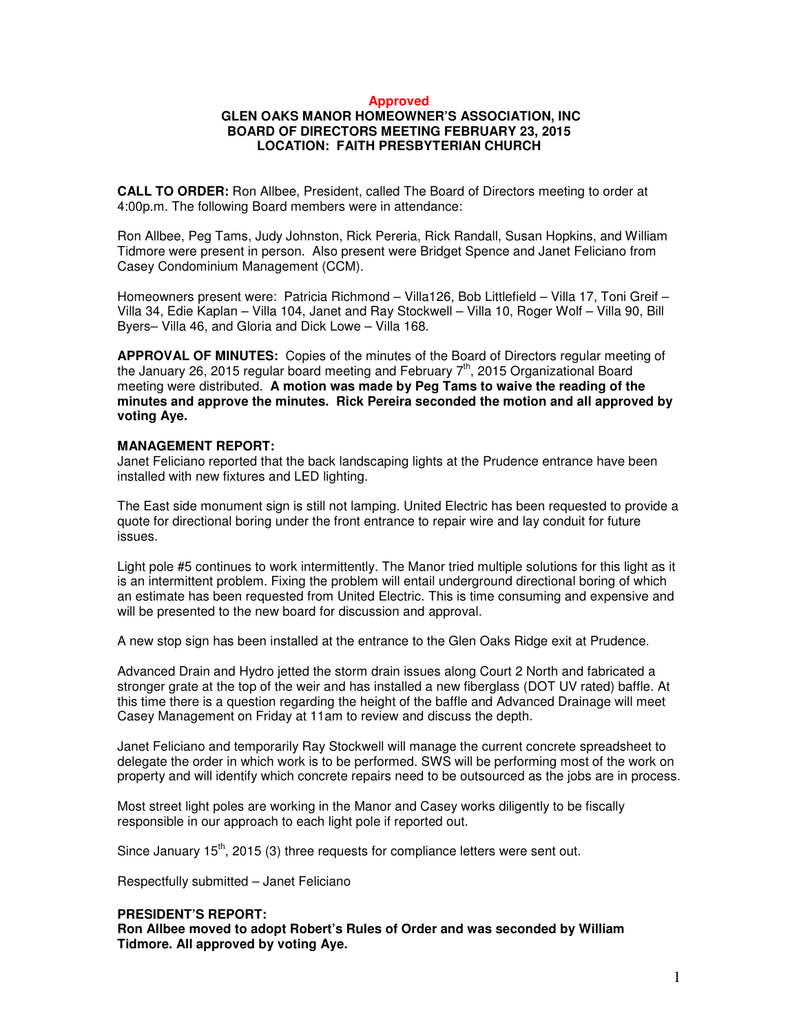**Approved**

**GLEN OAKS MANOR HOMEOWNER'S ASSOCIATION, INC**
**BOARD OF DIRECTORS MEETING FEBRUARY 23, 2015**
**LOCATION: FAITH PRESBYTERIAN CHURCH**

**CALL TO ORDER:** Ron Allbee, President, called The Board of Directors meeting to order at 4:00p.m. The following Board members were in attendance:

Ron Allbee, Peg Tams, Judy Johnston, Rick Pereria, Rick Randall, Susan Hopkins, and William Tidmore were present in person. Also present were Bridget Spence and Janet Feliciano from Casey Condominium Management (CCM).

Homeowners present were: Patricia Richmond – Villa126, Bob Littlefield – Villa 17, Toni Greif – Villa 34, Edie Kaplan – Villa 104, Janet and Ray Stockwell – Villa 10, Roger Wolf – Villa 90, Bill Byers– Villa 46, and Gloria and Dick Lowe – Villa 168.

**APPROVAL OF MINUTES:** Copies of the minutes of the Board of Directors regular meeting of the January 26, 2015 regular board meeting and February 7th, 2015 Organizational Board meeting were distributed. **A motion was made by Peg Tams to waive the reading of the minutes and approve the minutes. Rick Pereira seconded the motion and all approved by voting Aye.**

**MANAGEMENT REPORT:**

Janet Feliciano reported that the back landscaping lights at the Prudence entrance have been installed with new fixtures and LED lighting.

The East side monument sign is still not lamping. United Electric has been requested to provide a quote for directional boring under the front entrance to repair wire and lay conduit for future issues.

Light pole #5 continues to work intermittently. The Manor tried multiple solutions for this light as it is an intermittent problem. Fixing the problem will entail underground directional boring of which an estimate has been requested from United Electric. This is time consuming and expensive and will be presented to the new board for discussion and approval.

A new stop sign has been installed at the entrance to the Glen Oaks Ridge exit at Prudence.

Advanced Drain and Hydro jetted the storm drain issues along Court 2 North and fabricated a stronger grate at the top of the weir and has installed a new fiberglass (DOT UV rated) baffle. At this time there is a question regarding the height of the baffle and Advanced Drainage will meet Casey Management on Friday at 11am to review and discuss the depth.

Janet Feliciano and temporarily Ray Stockwell will manage the current concrete spreadsheet to delegate the order in which work is to be performed. SWS will be performing most of the work on property and will identify which concrete repairs need to be outsourced as the jobs are in process.

Most street light poles are working in the Manor and Casey works diligently to be fiscally responsible in our approach to each light pole if reported out.

Since January 15th, 2015 (3) three requests for compliance letters were sent out.

Respectfully submitted – Janet Feliciano

**PRESIDENT'S REPORT:**

**Ron Allbee moved to adopt Robert's Rules of Order and was seconded by William Tidmore. All approved by voting Aye.**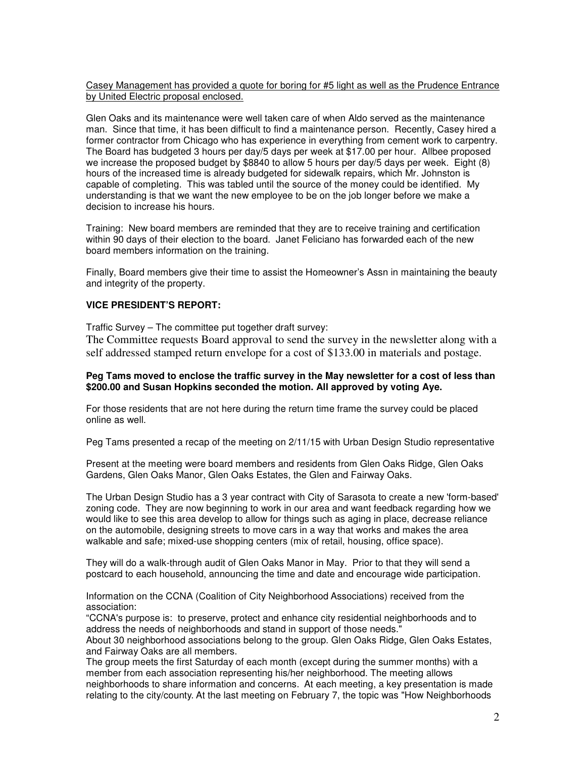Casey Management has provided a quote for boring for #5 light as well as the Prudence Entrance by United Electric proposal enclosed.

Glen Oaks and its maintenance were well taken care of when Aldo served as the maintenance man. Since that time, it has been difficult to find a maintenance person. Recently, Casey hired a former contractor from Chicago who has experience in everything from cement work to carpentry. The Board has budgeted 3 hours per day/5 days per week at $17.00 per hour. Allbee proposed we increase the proposed budget by $8840 to allow 5 hours per day/5 days per week. Eight (8) hours of the increased time is already budgeted for sidewalk repairs, which Mr. Johnston is capable of completing. This was tabled until the source of the money could be identified. My understanding is that we want the new employee to be on the job longer before we make a decision to increase his hours.

Training: New board members are reminded that they are to receive training and certification within 90 days of their election to the board. Janet Feliciano has forwarded each of the new board members information on the training.

Finally, Board members give their time to assist the Homeowner's Assn in maintaining the beauty and integrity of the property.

**VICE PRESIDENT'S REPORT:**

Traffic Survey – The committee put together draft survey:

The Committee requests Board approval to send the survey in the newsletter along with a self addressed stamped return envelope for a cost of $133.00 in materials and postage.

**Peg Tams moved to enclose the traffic survey in the May newsletter for a cost of less than $200.00 and Susan Hopkins seconded the motion. All approved by voting Aye.**

For those residents that are not here during the return time frame the survey could be placed online as well.

Peg Tams presented a recap of the meeting on 2/11/15 with Urban Design Studio representative

Present at the meeting were board members and residents from Glen Oaks Ridge, Glen Oaks Gardens, Glen Oaks Manor, Glen Oaks Estates, the Glen and Fairway Oaks.

The Urban Design Studio has a 3 year contract with City of Sarasota to create a new 'form-based' zoning code. They are now beginning to work in our area and want feedback regarding how we would like to see this area develop to allow for things such as aging in place, decrease reliance on the automobile, designing streets to move cars in a way that works and makes the area walkable and safe; mixed-use shopping centers (mix of retail, housing, office space).

They will do a walk-through audit of Glen Oaks Manor in May. Prior to that they will send a postcard to each household, announcing the time and date and encourage wide participation.

Information on the CCNA (Coalition of City Neighborhood Associations) received from the association:
"CCNA's purpose is: to preserve, protect and enhance city residential neighborhoods and to address the needs of neighborhoods and stand in support of those needs."
About 30 neighborhood associations belong to the group. Glen Oaks Ridge, Glen Oaks Estates, and Fairway Oaks are all members.
The group meets the first Saturday of each month (except during the summer months) with a member from each association representing his/her neighborhood. The meeting allows neighborhoods to share information and concerns. At each meeting, a key presentation is made relating to the city/county. At the last meeting on February 7, the topic was "How Neighborhoods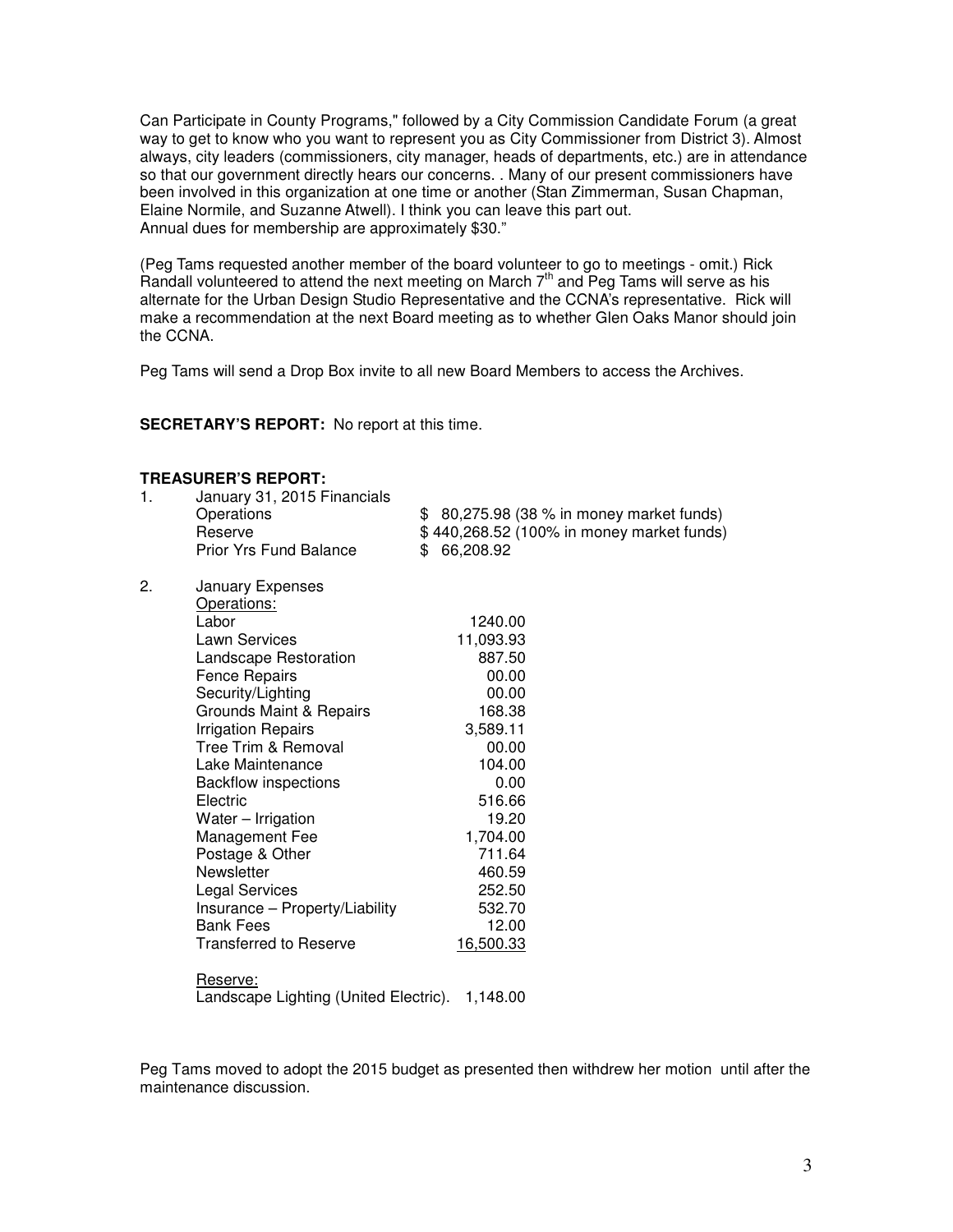Can Participate in County Programs," followed by a City Commission Candidate Forum (a great way to get to know who you want to represent you as City Commissioner from District 3). Almost always, city leaders (commissioners, city manager, heads of departments, etc.) are in attendance so that our government directly hears our concerns. . Many of our present commissioners have been involved in this organization at one time or another (Stan Zimmerman, Susan Chapman, Elaine Normile, and Suzanne Atwell). I think you can leave this part out.
Annual dues for membership are approximately $30."

(Peg Tams requested another member of the board volunteer to go to meetings - omit.) Rick Randall volunteered to attend the next meeting on March 7th and Peg Tams will serve as his alternate for the Urban Design Studio Representative and the CCNA's representative. Rick will make a recommendation at the next Board meeting as to whether Glen Oaks Manor should join the CCNA.

Peg Tams will send a Drop Box invite to all new Board Members to access the Archives.

**SECRETARY'S REPORT:** No report at this time.

**TREASURER'S REPORT:**

1. January 31, 2015 Financials

| | |
|---|---|
| Operations | $ 80,275.98 (38 % in money market funds) |
| Reserve | $ 440,268.52 (100% in money market funds) |
| Prior Yrs Fund Balance | $ 66,208.92 |

2. January Expenses

Operations:

| | |
|---|---|
| Labor | 1240.00 |
| Lawn Services | 11,093.93 |
| Landscape Restoration | 887.50 |
| Fence Repairs | 00.00 |
| Security/Lighting | 00.00 |
| Grounds Maint & Repairs | 168.38 |
| Irrigation Repairs | 3,589.11 |
| Tree Trim & Removal | 00.00 |
| Lake Maintenance | 104.00 |
| Backflow inspections | 0.00 |
| Electric | 516.66 |
| Water – Irrigation | 19.20 |
| Management Fee | 1,704.00 |
| Postage & Other | 711.64 |
| Newsletter | 460.59 |
| Legal Services | 252.50 |
| Insurance – Property/Liability | 532.70 |
| Bank Fees | 12.00 |
| Transferred to Reserve | 16,500.33 |

Reserve:

| | |
|---|---|
| Landscape Lighting (United Electric). | 1,148.00 |

Peg Tams moved to adopt the 2015 budget as presented then withdrew her motion until after the maintenance discussion.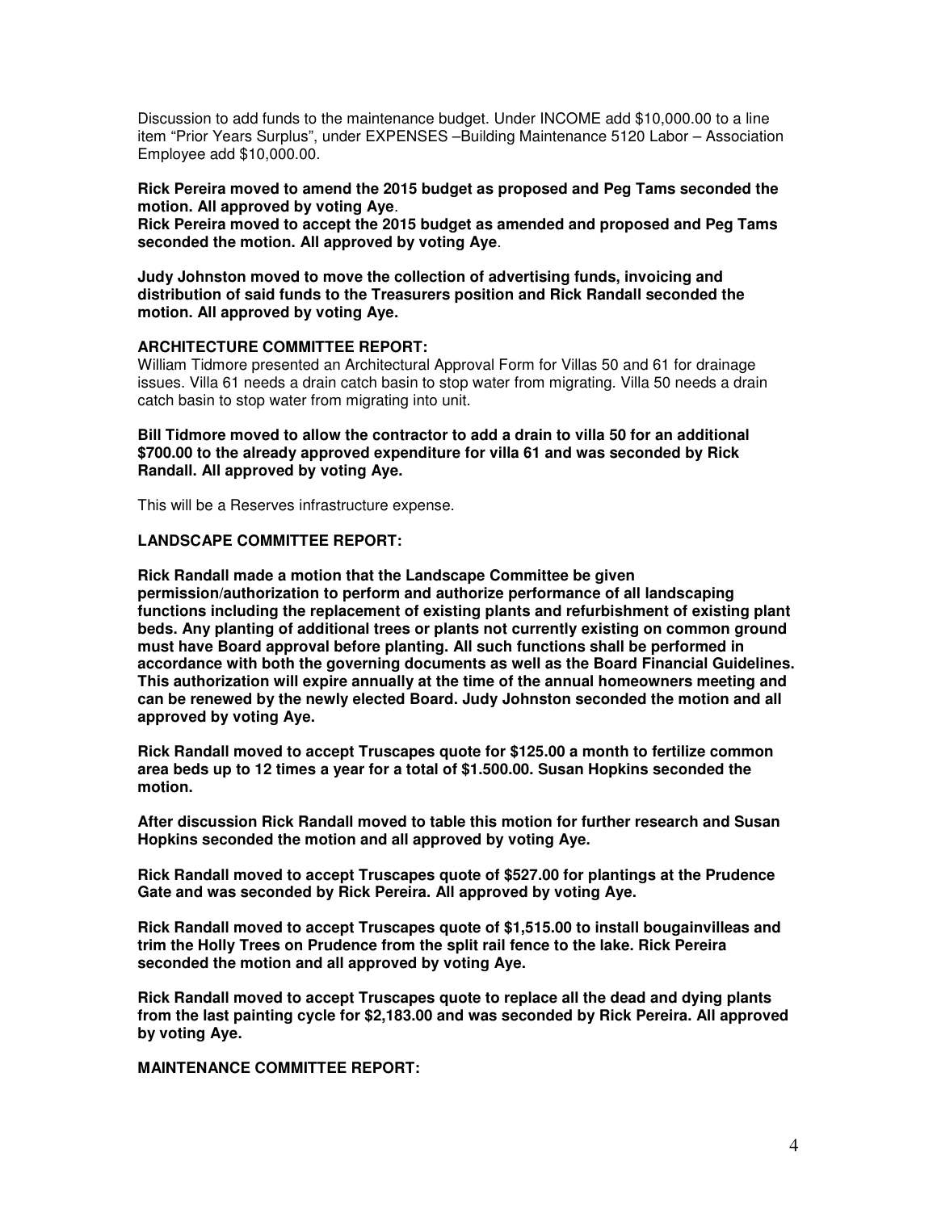Discussion to add funds to the maintenance budget. Under INCOME add $10,000.00 to a line item "Prior Years Surplus", under EXPENSES –Building Maintenance 5120 Labor – Association Employee add $10,000.00.

**Rick Pereira moved to amend the 2015 budget as proposed and Peg Tams seconded the motion. All approved by voting Aye**.
**Rick Pereira moved to accept the 2015 budget as amended and proposed and Peg Tams seconded the motion. All approved by voting Aye**.

**Judy Johnston moved to move the collection of advertising funds, invoicing and distribution of said funds to the Treasurers position and Rick Randall seconded the motion. All approved by voting Aye.**

**ARCHITECTURE COMMITTEE REPORT:**

William Tidmore presented an Architectural Approval Form for Villas 50 and 61 for drainage issues. Villa 61 needs a drain catch basin to stop water from migrating. Villa 50 needs a drain catch basin to stop water from migrating into unit.

**Bill Tidmore moved to allow the contractor to add a drain to villa 50 for an additional $700.00 to the already approved expenditure for villa 61 and was seconded by Rick Randall. All approved by voting Aye.**

This will be a Reserves infrastructure expense.

**LANDSCAPE COMMITTEE REPORT:**

**Rick Randall made a motion that the Landscape Committee be given permission/authorization to perform and authorize performance of all landscaping functions including the replacement of existing plants and refurbishment of existing plant beds. Any planting of additional trees or plants not currently existing on common ground must have Board approval before planting. All such functions shall be performed in accordance with both the governing documents as well as the Board Financial Guidelines. This authorization will expire annually at the time of the annual homeowners meeting and can be renewed by the newly elected Board. Judy Johnston seconded the motion and all approved by voting Aye.**

**Rick Randall moved to accept Truscapes quote for $125.00 a month to fertilize common area beds up to 12 times a year for a total of $1.500.00. Susan Hopkins seconded the motion.**

**After discussion Rick Randall moved to table this motion for further research and Susan Hopkins seconded the motion and all approved by voting Aye.**

**Rick Randall moved to accept Truscapes quote of $527.00 for plantings at the Prudence Gate and was seconded by Rick Pereira. All approved by voting Aye.**

**Rick Randall moved to accept Truscapes quote of $1,515.00 to install bougainvilleas and trim the Holly Trees on Prudence from the split rail fence to the lake. Rick Pereira seconded the motion and all approved by voting Aye.**

**Rick Randall moved to accept Truscapes quote to replace all the dead and dying plants from the last painting cycle for $2,183.00 and was seconded by Rick Pereira. All approved by voting Aye.**

**MAINTENANCE COMMITTEE REPORT:**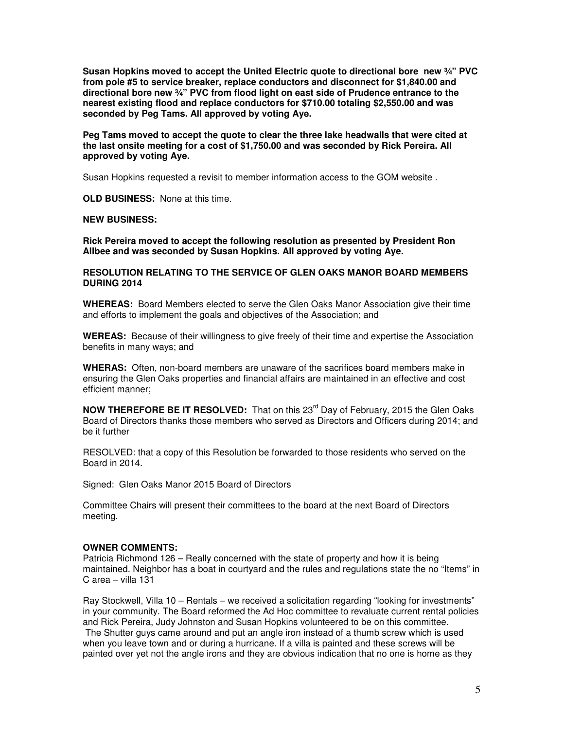**Susan Hopkins moved to accept the United Electric quote to directional bore new ¾" PVC from pole #5 to service breaker, replace conductors and disconnect for $1,840.00 and directional bore new ¾" PVC from flood light on east side of Prudence entrance to the nearest existing flood and replace conductors for $710.00 totaling $2,550.00 and was seconded by Peg Tams. All approved by voting Aye.**

**Peg Tams moved to accept the quote to clear the three lake headwalls that were cited at the last onsite meeting for a cost of $1,750.00 and was seconded by Rick Pereira. All approved by voting Aye.**

Susan Hopkins requested a revisit to member information access to the GOM website .

**OLD BUSINESS:** None at this time.

**NEW BUSINESS:**

**Rick Pereira moved to accept the following resolution as presented by President Ron Allbee and was seconded by Susan Hopkins. All approved by voting Aye.**

**RESOLUTION RELATING TO THE SERVICE OF GLEN OAKS MANOR BOARD MEMBERS DURING 2014**

**WHEREAS:** Board Members elected to serve the Glen Oaks Manor Association give their time and efforts to implement the goals and objectives of the Association; and

**WEREAS:** Because of their willingness to give freely of their time and expertise the Association benefits in many ways; and

**WHERAS:** Often, non-board members are unaware of the sacrifices board members make in ensuring the Glen Oaks properties and financial affairs are maintained in an effective and cost efficient manner;

**NOW THEREFORE BE IT RESOLVED:** That on this 23rd Day of February, 2015 the Glen Oaks Board of Directors thanks those members who served as Directors and Officers during 2014; and be it further

RESOLVED: that a copy of this Resolution be forwarded to those residents who served on the Board in 2014.

Signed: Glen Oaks Manor 2015 Board of Directors

Committee Chairs will present their committees to the board at the next Board of Directors meeting.

**OWNER COMMENTS:**

Patricia Richmond 126 – Really concerned with the state of property and how it is being maintained. Neighbor has a boat in courtyard and the rules and regulations state the no "Items" in C area – villa 131

Ray Stockwell, Villa 10 – Rentals – we received a solicitation regarding "looking for investments" in your community. The Board reformed the Ad Hoc committee to revaluate current rental policies and Rick Pereira, Judy Johnston and Susan Hopkins volunteered to be on this committee.

The Shutter guys came around and put an angle iron instead of a thumb screw which is used when you leave town and or during a hurricane. If a villa is painted and these screws will be painted over yet not the angle irons and they are obvious indication that no one is home as they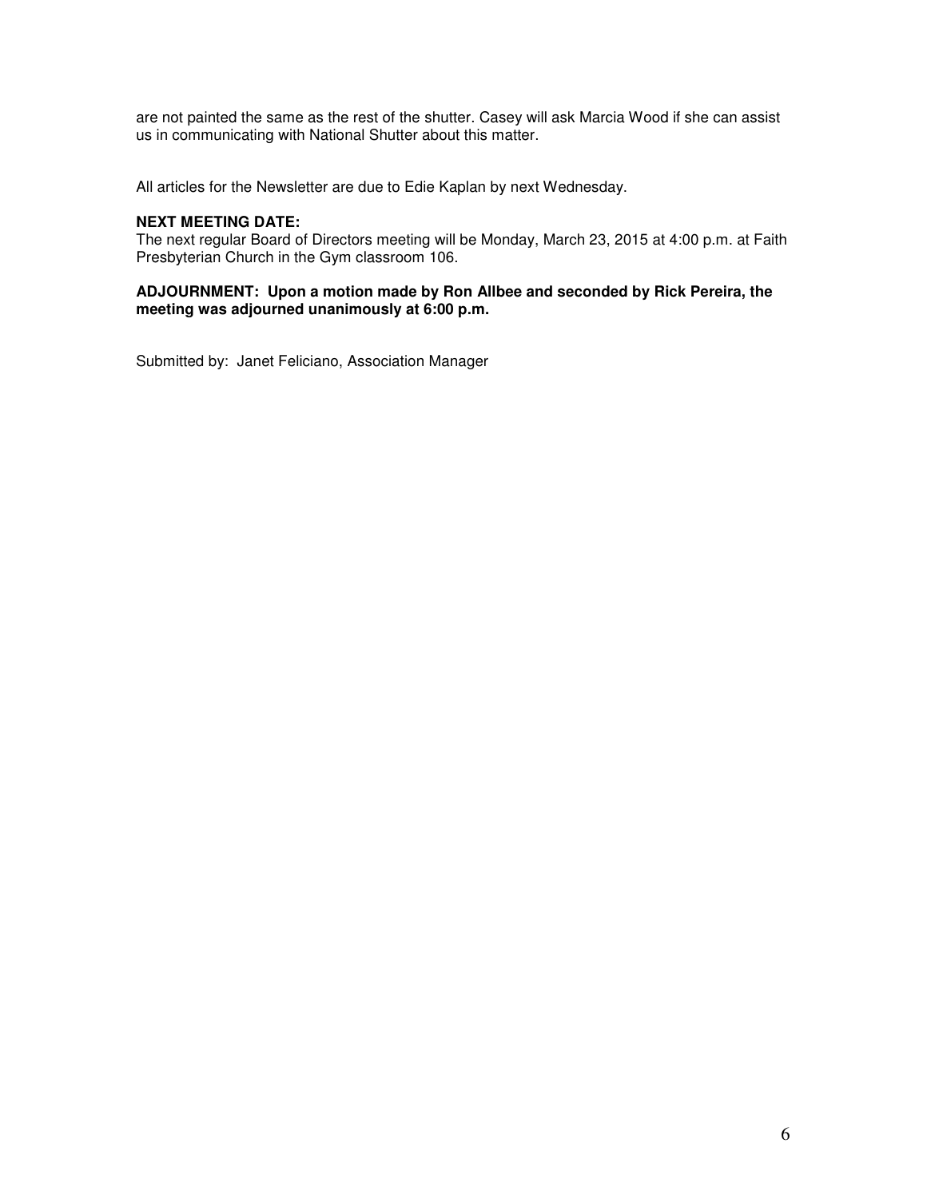are not painted the same as the rest of the shutter. Casey will ask Marcia Wood if she can assist us in communicating with National Shutter about this matter.

All articles for the Newsletter are due to Edie Kaplan by next Wednesday.

**NEXT MEETING DATE:**
The next regular Board of Directors meeting will be Monday, March 23, 2015 at 4:00 p.m. at Faith Presbyterian Church in the Gym classroom 106.

**ADJOURNMENT: Upon a motion made by Ron Allbee and seconded by Rick Pereira, the meeting was adjourned unanimously at 6:00 p.m.**

Submitted by: Janet Feliciano, Association Manager